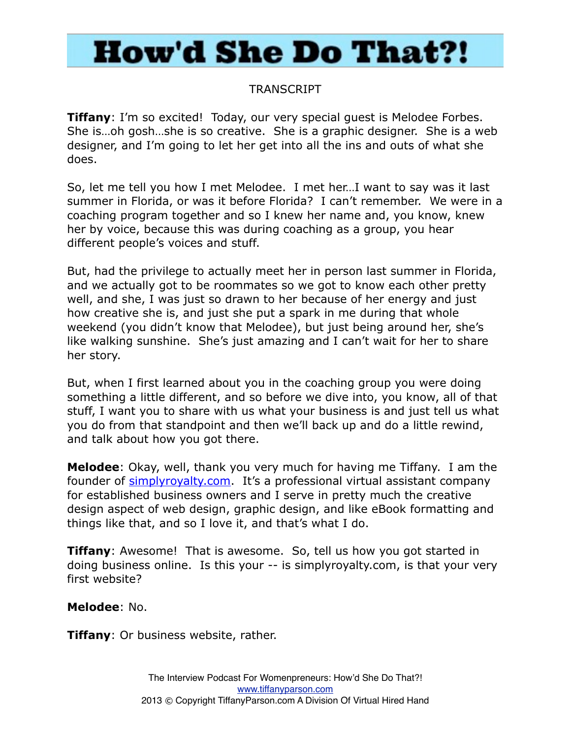# How'd She Do That?!

TRANSCRIPT

**Tiffany**: I'm so excited! Today, our very special guest is Melodee Forbes. She is…oh gosh…she is so creative. She is a graphic designer. She is a web designer, and I'm going to let her get into all the ins and outs of what she does.

So, let me tell you how I met Melodee. I met her…I want to say was it last summer in Florida, or was it before Florida? I can't remember. We were in a coaching program together and so I knew her name and, you know, knew her by voice, because this was during coaching as a group, you hear different people's voices and stuff.

But, had the privilege to actually meet her in person last summer in Florida, and we actually got to be roommates so we got to know each other pretty well, and she, I was just so drawn to her because of her energy and just how creative she is, and just she put a spark in me during that whole weekend (you didn't know that Melodee), but just being around her, she's like walking sunshine. She's just amazing and I can't wait for her to share her story.

But, when I first learned about you in the coaching group you were doing something a little different, and so before we dive into, you know, all of that stuff, I want you to share with us what your business is and just tell us what you do from that standpoint and then we'll back up and do a little rewind, and talk about how you got there.

**Melodee**: Okay, well, thank you very much for having me Tiffany. I am the founder of [simplyroyalty.com](http://simplyroyalty.com). It's a professional virtual assistant company for established business owners and I serve in pretty much the creative design aspect of web design, graphic design, and like eBook formatting and things like that, and so I love it, and that's what I do.

**Tiffany**: Awesome! That is awesome. So, tell us how you got started in doing business online. Is this your -- is simplyroyalty.com, is that your very first website?

**Melodee**: No.

**Tiffany**: Or business website, rather.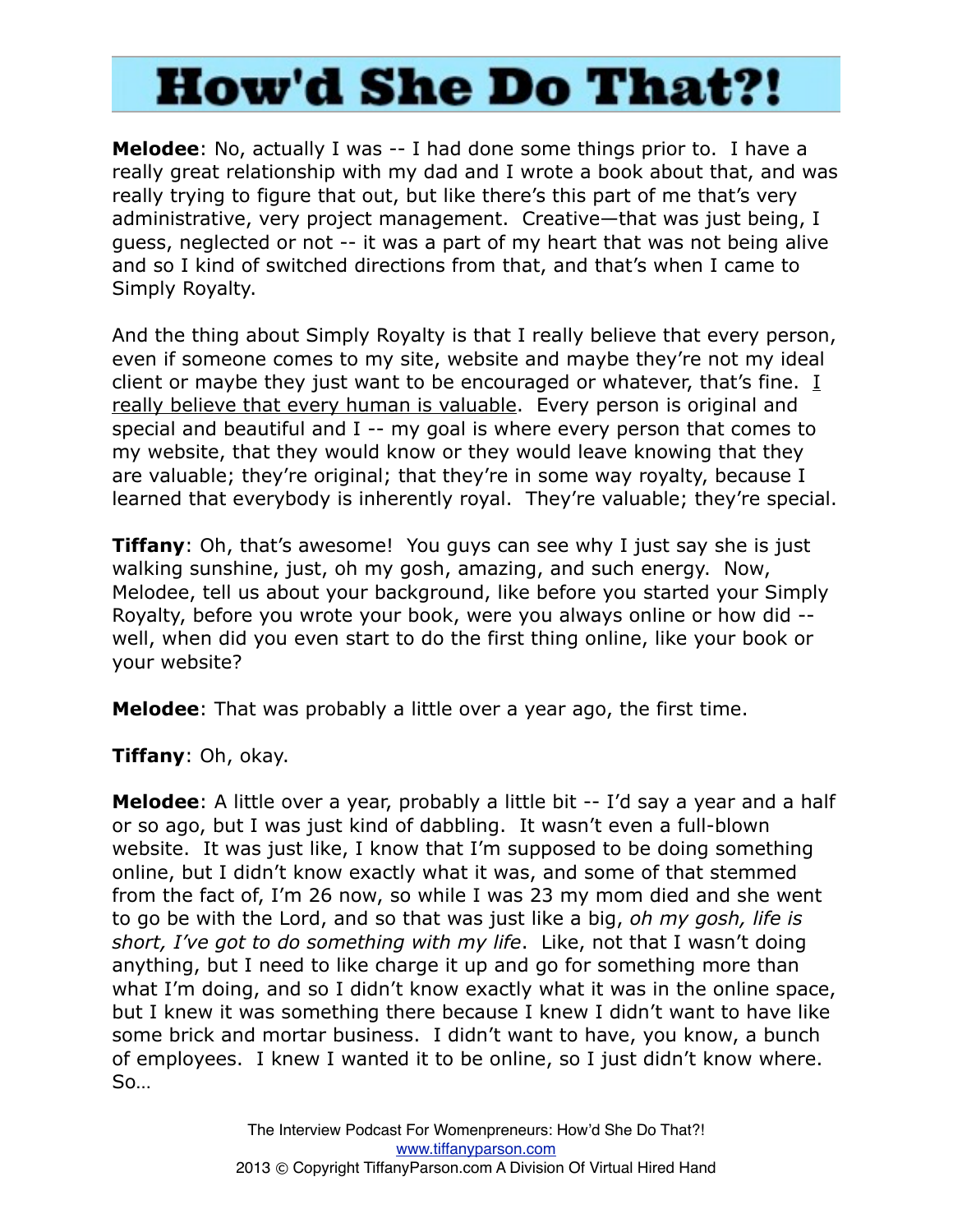**Melodee**: No, actually I was -- I had done some things prior to. I have a really great relationship with my dad and I wrote a book about that, and was really trying to figure that out, but like there's this part of me that's very administrative, very project management. Creative—that was just being, I guess, neglected or not -- it was a part of my heart that was not being alive and so I kind of switched directions from that, and that's when I came to Simply Royalty.

And the thing about Simply Royalty is that I really believe that every person, even if someone comes to my site, website and maybe they're not my ideal client or maybe they just want to be encouraged or whatever, that's fine. <u>I really believe that every human is valuable</u>. Every person is original and special and beautiful and I -- my goal is where every person that comes to my website, that they would know or they would leave knowing that they are valuable; they're original; that they're in some way royalty, because I learned that everybody is inherently royal. They're valuable; they're special.

**Tiffany**: Oh, that's awesome! You guys can see why I just say she is just walking sunshine, just, oh my gosh, amazing, and such energy. Now, Melodee, tell us about your background, like before you started your Simply Royalty, before you wrote your book, were you always online or how did -- well, when did you even start to do the first thing online, like your book or your website?

**Melodee**: That was probably a little over a year ago, the first time.

**Tiffany**: Oh, okay.

**Melodee**: A little over a year, probably a little bit -- I'd say a year and a half or so ago, but I was just kind of dabbling. It wasn't even a full-blown website. It was just like, I know that I'm supposed to be doing something online, but I didn't know exactly what it was, and some of that stemmed from the fact of, I'm 26 now, so while I was 23 my mom died and she went to go be with the Lord, and so that was just like a big, *oh my gosh, life is short, I've got to do something with my life*. Like, not that I wasn't doing anything, but I need to like charge it up and go for something more than what I'm doing, and so I didn't know exactly what it was in the online space, but I knew it was something there because I knew I didn't want to have like some brick and mortar business. I didn't want to have, you know, a bunch of employees. I knew I wanted it to be online, so I just didn't know where. So…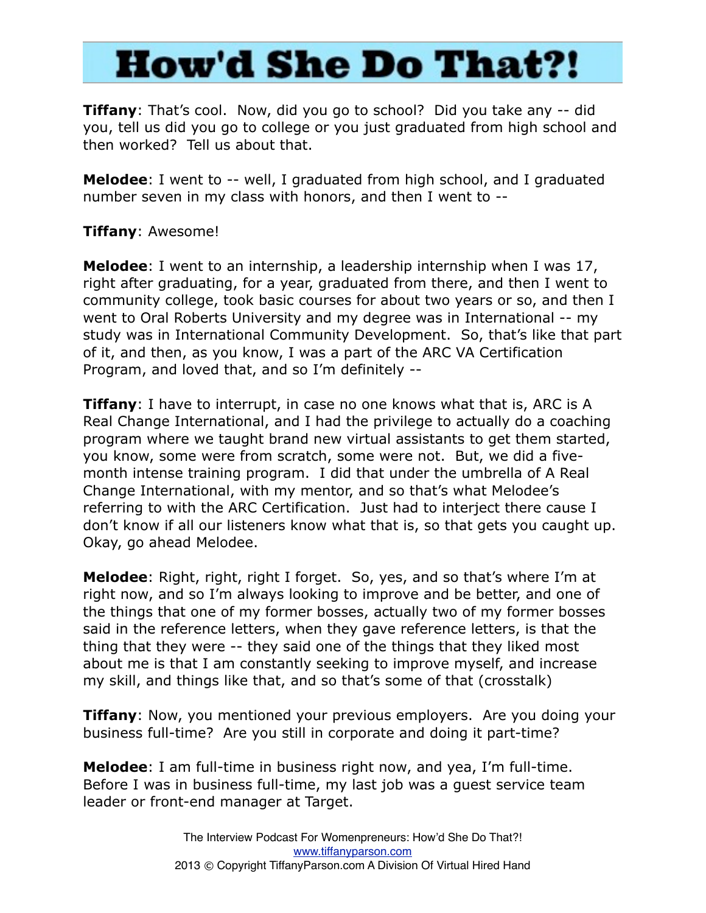**Tiffany**: That's cool. Now, did you go to school? Did you take any -- did you, tell us did you go to college or you just graduated from high school and then worked? Tell us about that.

**Melodee**: I went to -- well, I graduated from high school, and I graduated number seven in my class with honors, and then I went to --

**Tiffany**: Awesome!

**Melodee**: I went to an internship, a leadership internship when I was 17, right after graduating, for a year, graduated from there, and then I went to community college, took basic courses for about two years or so, and then I went to Oral Roberts University and my degree was in International -- my study was in International Community Development. So, that's like that part of it, and then, as you know, I was a part of the ARC VA Certification Program, and loved that, and so I'm definitely --

**Tiffany**: I have to interrupt, in case no one knows what that is, ARC is A Real Change International, and I had the privilege to actually do a coaching program where we taught brand new virtual assistants to get them started, you know, some were from scratch, some were not. But, we did a five-month intense training program. I did that under the umbrella of A Real Change International, with my mentor, and so that's what Melodee's referring to with the ARC Certification. Just had to interject there cause I don't know if all our listeners know what that is, so that gets you caught up. Okay, go ahead Melodee.

**Melodee**: Right, right, right I forget. So, yes, and so that's where I'm at right now, and so I'm always looking to improve and be better, and one of the things that one of my former bosses, actually two of my former bosses said in the reference letters, when they gave reference letters, is that the thing that they were -- they said one of the things that they liked most about me is that I am constantly seeking to improve myself, and increase my skill, and things like that, and so that's some of that (crosstalk)

**Tiffany**: Now, you mentioned your previous employers. Are you doing your business full-time? Are you still in corporate and doing it part-time?

**Melodee**: I am full-time in business right now, and yea, I'm full-time. Before I was in business full-time, my last job was a guest service team leader or front-end manager at Target.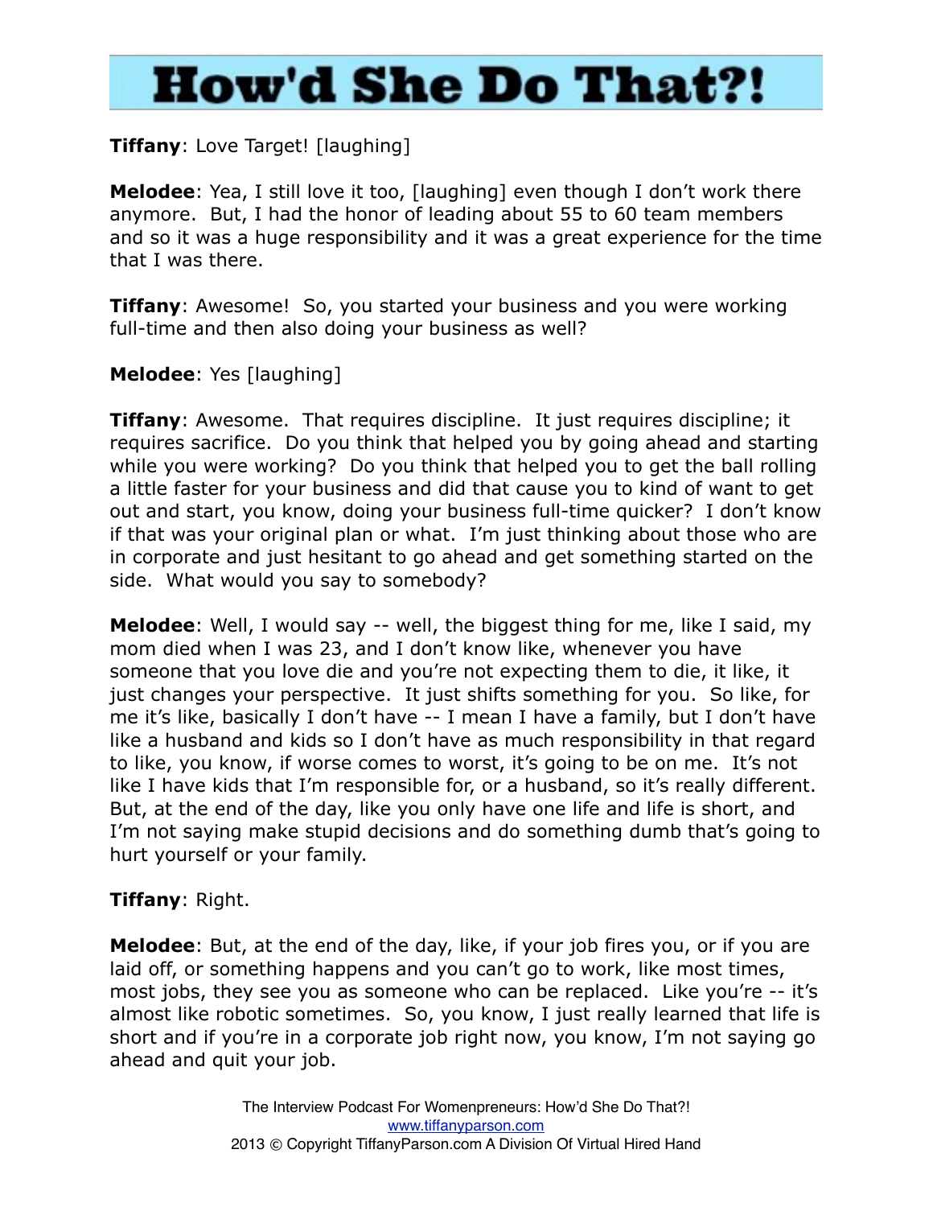**Tiffany**: Love Target! [laughing]

**Melodee**: Yea, I still love it too, [laughing] even though I don't work there anymore. But, I had the honor of leading about 55 to 60 team members and so it was a huge responsibility and it was a great experience for the time that I was there.

**Tiffany**: Awesome! So, you started your business and you were working full-time and then also doing your business as well?

**Melodee**: Yes [laughing]

**Tiffany**: Awesome. That requires discipline. It just requires discipline; it requires sacrifice. Do you think that helped you by going ahead and starting while you were working? Do you think that helped you to get the ball rolling a little faster for your business and did that cause you to kind of want to get out and start, you know, doing your business full-time quicker? I don't know if that was your original plan or what. I'm just thinking about those who are in corporate and just hesitant to go ahead and get something started on the side. What would you say to somebody?

**Melodee**: Well, I would say -- well, the biggest thing for me, like I said, my mom died when I was 23, and I don't know like, whenever you have someone that you love die and you're not expecting them to die, it like, it just changes your perspective. It just shifts something for you. So like, for me it's like, basically I don't have -- I mean I have a family, but I don't have like a husband and kids so I don't have as much responsibility in that regard to like, you know, if worse comes to worst, it's going to be on me. It's not like I have kids that I'm responsible for, or a husband, so it's really different. But, at the end of the day, like you only have one life and life is short, and I'm not saying make stupid decisions and do something dumb that's going to hurt yourself or your family.

**Tiffany**: Right.

**Melodee**: But, at the end of the day, like, if your job fires you, or if you are laid off, or something happens and you can't go to work, like most times, most jobs, they see you as someone who can be replaced. Like you're -- it's almost like robotic sometimes. So, you know, I just really learned that life is short and if you're in a corporate job right now, you know, I'm not saying go ahead and quit your job.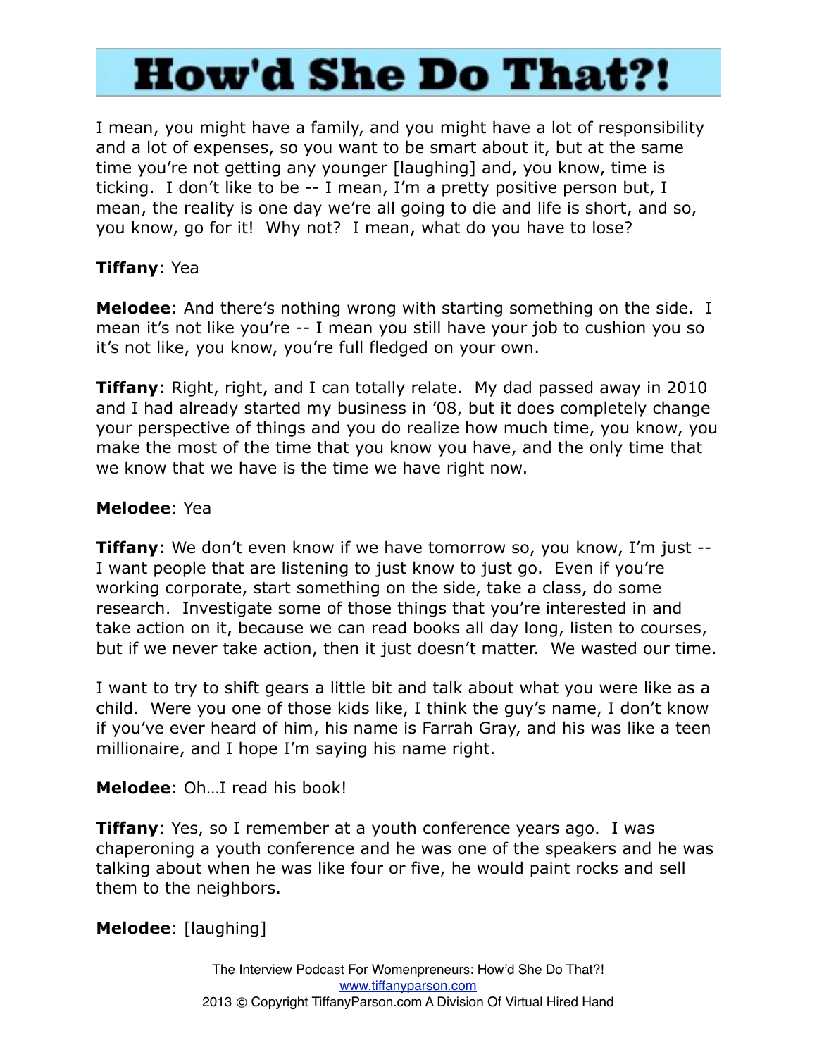I mean, you might have a family, and you might have a lot of responsibility and a lot of expenses, so you want to be smart about it, but at the same time you're not getting any younger [laughing] and, you know, time is ticking.  I don't like to be -- I mean, I'm a pretty positive person but, I mean, the reality is one day we're all going to die and life is short, and so, you know, go for it!  Why not?  I mean, what do you have to lose?

**Tiffany**: Yea

**Melodee**: And there's nothing wrong with starting something on the side.  I mean it's not like you're -- I mean you still have your job to cushion you so it's not like, you know, you're full fledged on your own.

**Tiffany**: Right, right, and I can totally relate.  My dad passed away in 2010 and I had already started my business in '08, but it does completely change your perspective of things and you do realize how much time, you know, you make the most of the time that you know you have, and the only time that we know that we have is the time we have right now.

**Melodee**: Yea

**Tiffany**: We don't even know if we have tomorrow so, you know, I'm just -- I want people that are listening to just know to just go.  Even if you're working corporate, start something on the side, take a class, do some research.  Investigate some of those things that you're interested in and take action on it, because we can read books all day long, listen to courses, but if we never take action, then it just doesn't matter.  We wasted our time.

I want to try to shift gears a little bit and talk about what you were like as a child.  Were you one of those kids like, I think the guy's name, I don't know if you've ever heard of him, his name is Farrah Gray, and his was like a teen millionaire, and I hope I'm saying his name right.

**Melodee**: Oh…I read his book!

**Tiffany**: Yes, so I remember at a youth conference years ago.  I was chaperoning a youth conference and he was one of the speakers and he was talking about when he was like four or five, he would paint rocks and sell them to the neighbors.

**Melodee**: [laughing]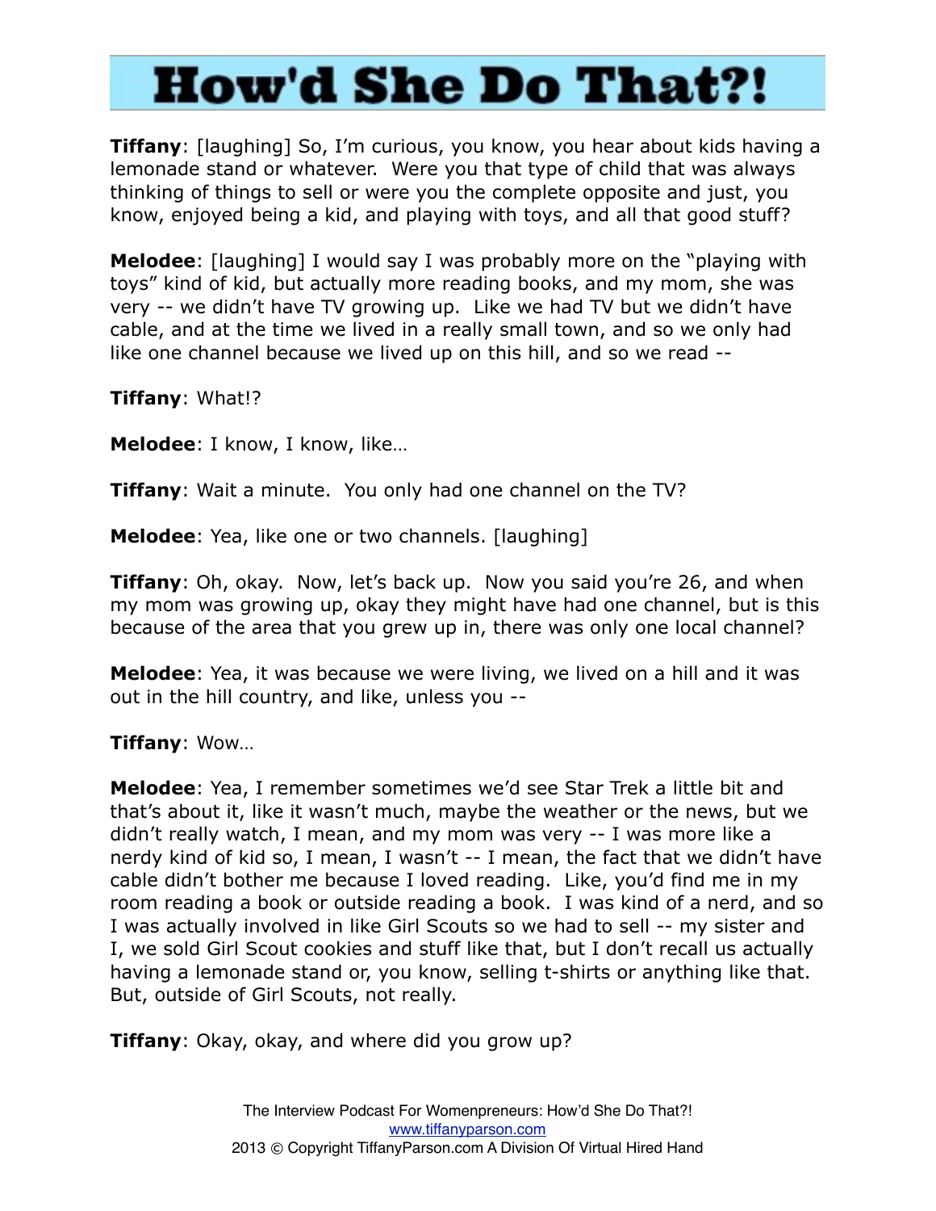**Tiffany**: [laughing] So, I'm curious, you know, you hear about kids having a lemonade stand or whatever. Were you that type of child that was always thinking of things to sell or were you the complete opposite and just, you know, enjoyed being a kid, and playing with toys, and all that good stuff?

**Melodee**: [laughing] I would say I was probably more on the "playing with toys" kind of kid, but actually more reading books, and my mom, she was very -- we didn't have TV growing up. Like we had TV but we didn't have cable, and at the time we lived in a really small town, and so we only had like one channel because we lived up on this hill, and so we read --

**Tiffany**: What!?

**Melodee**: I know, I know, like…

**Tiffany**: Wait a minute. You only had one channel on the TV?

**Melodee**: Yea, like one or two channels. [laughing]

**Tiffany**: Oh, okay. Now, let's back up. Now you said you're 26, and when my mom was growing up, okay they might have had one channel, but is this because of the area that you grew up in, there was only one local channel?

**Melodee**: Yea, it was because we were living, we lived on a hill and it was out in the hill country, and like, unless you --

**Tiffany**: Wow…

**Melodee**: Yea, I remember sometimes we'd see Star Trek a little bit and that's about it, like it wasn't much, maybe the weather or the news, but we didn't really watch, I mean, and my mom was very -- I was more like a nerdy kind of kid so, I mean, I wasn't -- I mean, the fact that we didn't have cable didn't bother me because I loved reading. Like, you'd find me in my room reading a book or outside reading a book. I was kind of a nerd, and so I was actually involved in like Girl Scouts so we had to sell -- my sister and I, we sold Girl Scout cookies and stuff like that, but I don't recall us actually having a lemonade stand or, you know, selling t-shirts or anything like that. But, outside of Girl Scouts, not really.

**Tiffany**: Okay, okay, and where did you grow up?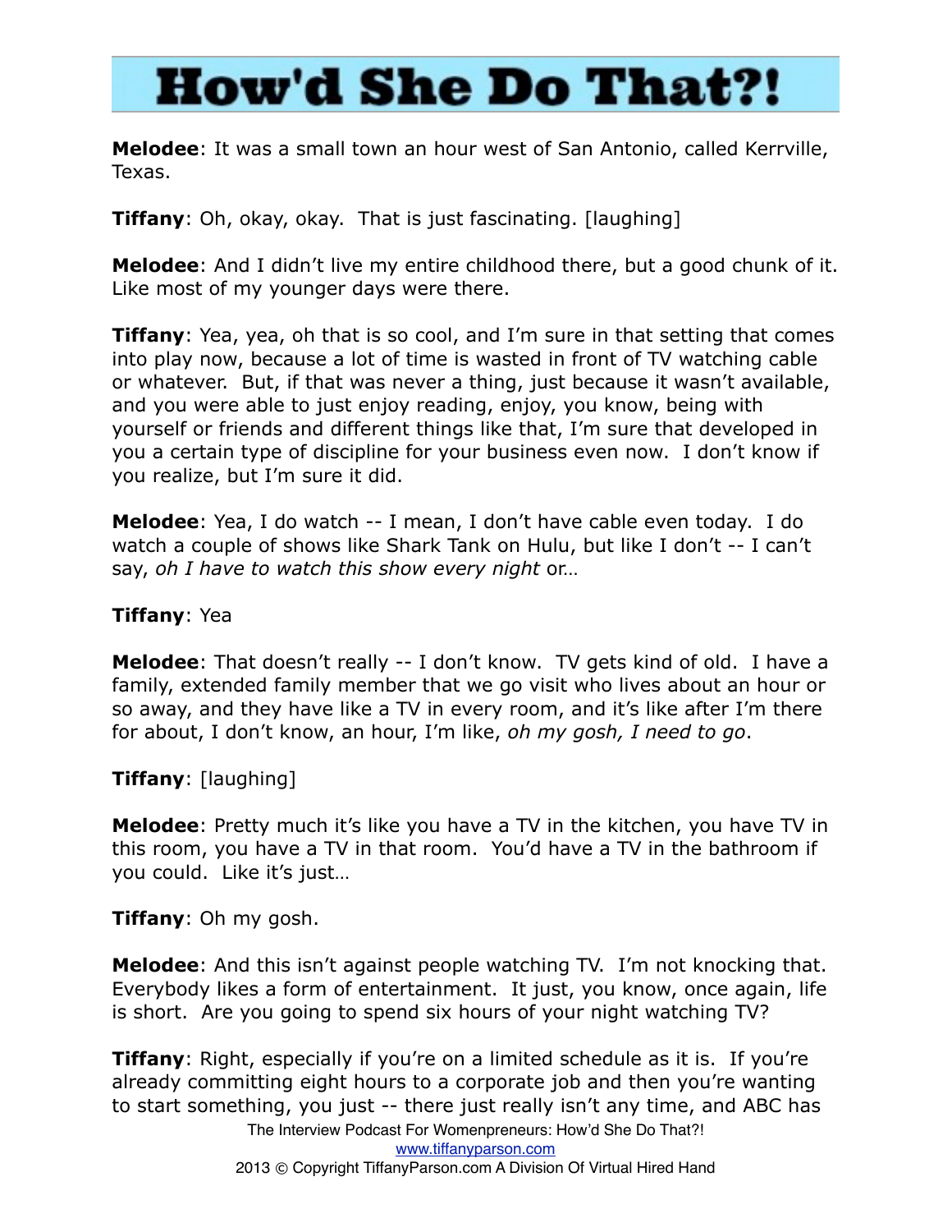**Melodee**: It was a small town an hour west of San Antonio, called Kerrville, Texas.

**Tiffany**: Oh, okay, okay. That is just fascinating. [laughing]

**Melodee**: And I didn't live my entire childhood there, but a good chunk of it. Like most of my younger days were there.

**Tiffany**: Yea, yea, oh that is so cool, and I'm sure in that setting that comes into play now, because a lot of time is wasted in front of TV watching cable or whatever. But, if that was never a thing, just because it wasn't available, and you were able to just enjoy reading, enjoy, you know, being with yourself or friends and different things like that, I'm sure that developed in you a certain type of discipline for your business even now. I don't know if you realize, but I'm sure it did.

**Melodee**: Yea, I do watch -- I mean, I don't have cable even today. I do watch a couple of shows like Shark Tank on Hulu, but like I don't -- I can't say, *oh I have to watch this show every night* or…

**Tiffany**: Yea

**Melodee**: That doesn't really -- I don't know. TV gets kind of old. I have a family, extended family member that we go visit who lives about an hour or so away, and they have like a TV in every room, and it's like after I'm there for about, I don't know, an hour, I'm like, *oh my gosh, I need to go*.

**Tiffany**: [laughing]

**Melodee**: Pretty much it's like you have a TV in the kitchen, you have TV in this room, you have a TV in that room. You'd have a TV in the bathroom if you could. Like it's just…

**Tiffany**: Oh my gosh.

**Melodee**: And this isn't against people watching TV. I'm not knocking that. Everybody likes a form of entertainment. It just, you know, once again, life is short. Are you going to spend six hours of your night watching TV?

**Tiffany**: Right, especially if you're on a limited schedule as it is. If you're already committing eight hours to a corporate job and then you're wanting to start something, you just -- there just really isn't any time, and ABC has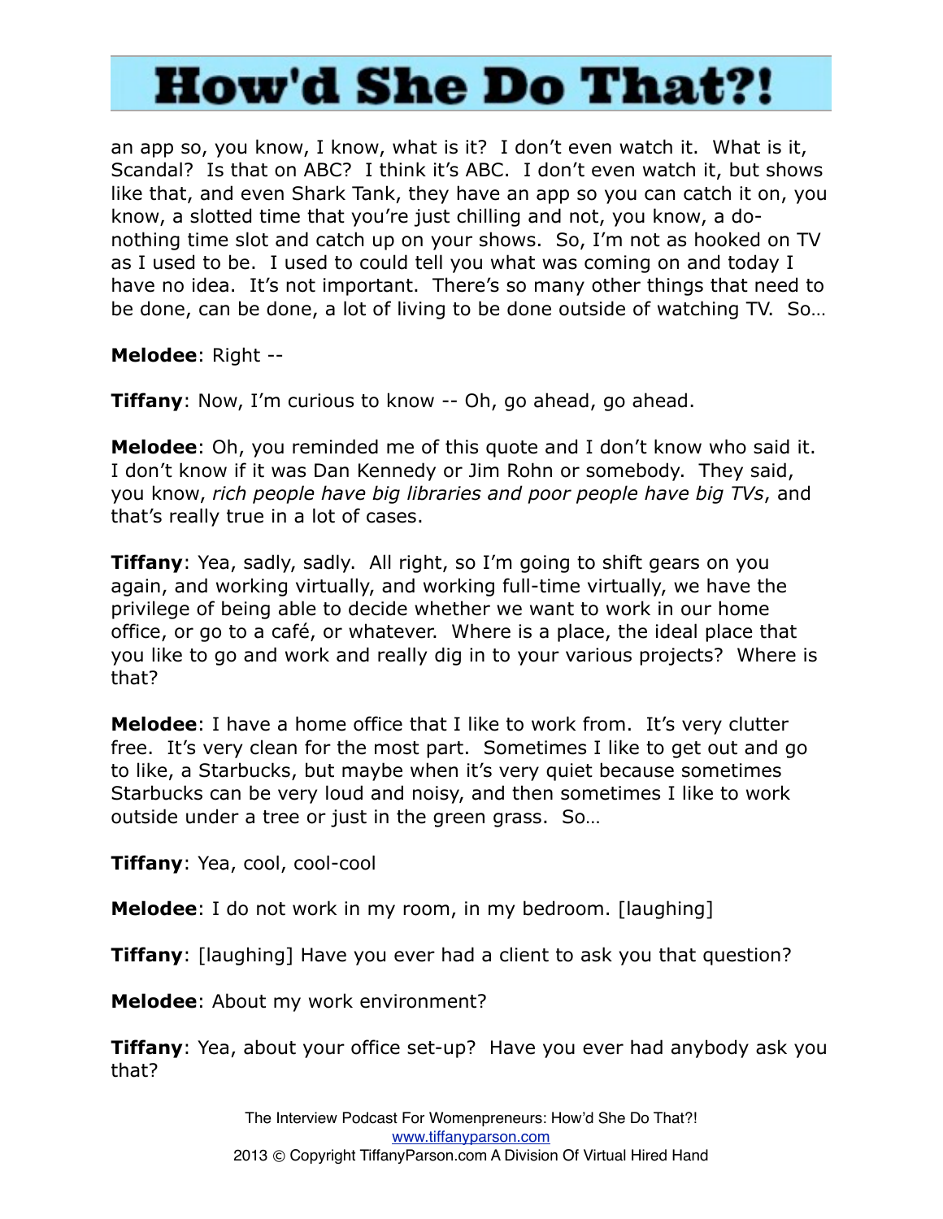an app so, you know, I know, what is it? I don't even watch it. What is it, Scandal? Is that on ABC? I think it's ABC. I don't even watch it, but shows like that, and even Shark Tank, they have an app so you can catch it on, you know, a slotted time that you're just chilling and not, you know, a do-nothing time slot and catch up on your shows. So, I'm not as hooked on TV as I used to be. I used to could tell you what was coming on and today I have no idea. It's not important. There's so many other things that need to be done, can be done, a lot of living to be done outside of watching TV. So…

**Melodee**: Right --

**Tiffany**: Now, I'm curious to know -- Oh, go ahead, go ahead.

**Melodee**: Oh, you reminded me of this quote and I don't know who said it. I don't know if it was Dan Kennedy or Jim Rohn or somebody. They said, you know, *rich people have big libraries and poor people have big TVs*, and that's really true in a lot of cases.

**Tiffany**: Yea, sadly, sadly. All right, so I'm going to shift gears on you again, and working virtually, and working full-time virtually, we have the privilege of being able to decide whether we want to work in our home office, or go to a café, or whatever. Where is a place, the ideal place that you like to go and work and really dig in to your various projects? Where is that?

**Melodee**: I have a home office that I like to work from. It's very clutter free. It's very clean for the most part. Sometimes I like to get out and go to like, a Starbucks, but maybe when it's very quiet because sometimes Starbucks can be very loud and noisy, and then sometimes I like to work outside under a tree or just in the green grass. So…

**Tiffany**: Yea, cool, cool-cool

**Melodee**: I do not work in my room, in my bedroom. [laughing]

**Tiffany**: [laughing] Have you ever had a client to ask you that question?

**Melodee**: About my work environment?

**Tiffany**: Yea, about your office set-up? Have you ever had anybody ask you that?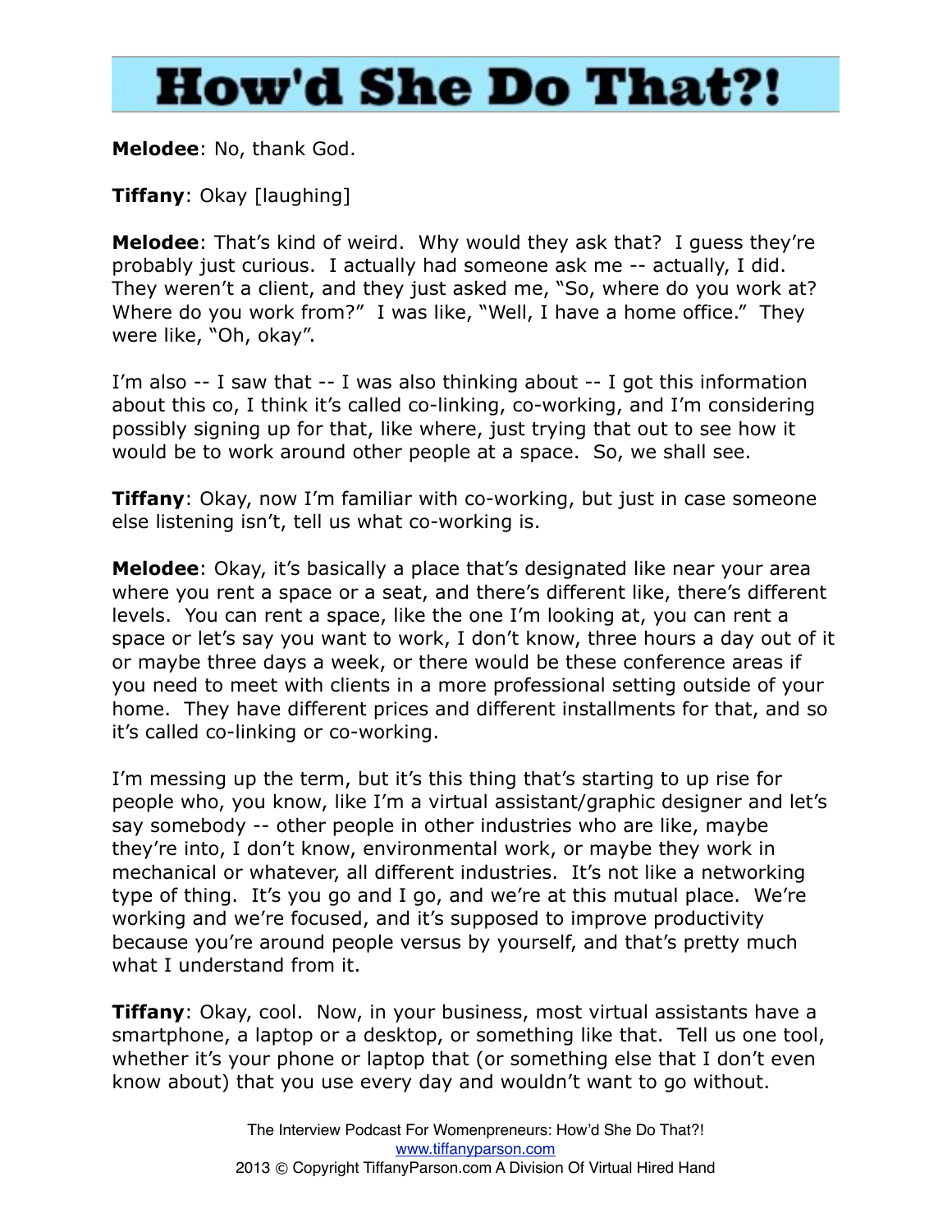**Melodee**: No, thank God.

**Tiffany**: Okay [laughing]

**Melodee**: That's kind of weird. Why would they ask that? I guess they're probably just curious. I actually had someone ask me -- actually, I did. They weren't a client, and they just asked me, "So, where do you work at? Where do you work from?" I was like, "Well, I have a home office." They were like, "Oh, okay".

I'm also -- I saw that -- I was also thinking about -- I got this information about this co, I think it's called co-linking, co-working, and I'm considering possibly signing up for that, like where, just trying that out to see how it would be to work around other people at a space. So, we shall see.

**Tiffany**: Okay, now I'm familiar with co-working, but just in case someone else listening isn't, tell us what co-working is.

**Melodee**: Okay, it's basically a place that's designated like near your area where you rent a space or a seat, and there's different like, there's different levels. You can rent a space, like the one I'm looking at, you can rent a space or let's say you want to work, I don't know, three hours a day out of it or maybe three days a week, or there would be these conference areas if you need to meet with clients in a more professional setting outside of your home. They have different prices and different installments for that, and so it's called co-linking or co-working.

I'm messing up the term, but it's this thing that's starting to up rise for people who, you know, like I'm a virtual assistant/graphic designer and let's say somebody -- other people in other industries who are like, maybe they're into, I don't know, environmental work, or maybe they work in mechanical or whatever, all different industries. It's not like a networking type of thing. It's you go and I go, and we're at this mutual place. We're working and we're focused, and it's supposed to improve productivity because you're around people versus by yourself, and that's pretty much what I understand from it.

**Tiffany**: Okay, cool. Now, in your business, most virtual assistants have a smartphone, a laptop or a desktop, or something like that. Tell us one tool, whether it's your phone or laptop that (or something else that I don't even know about) that you use every day and wouldn't want to go without.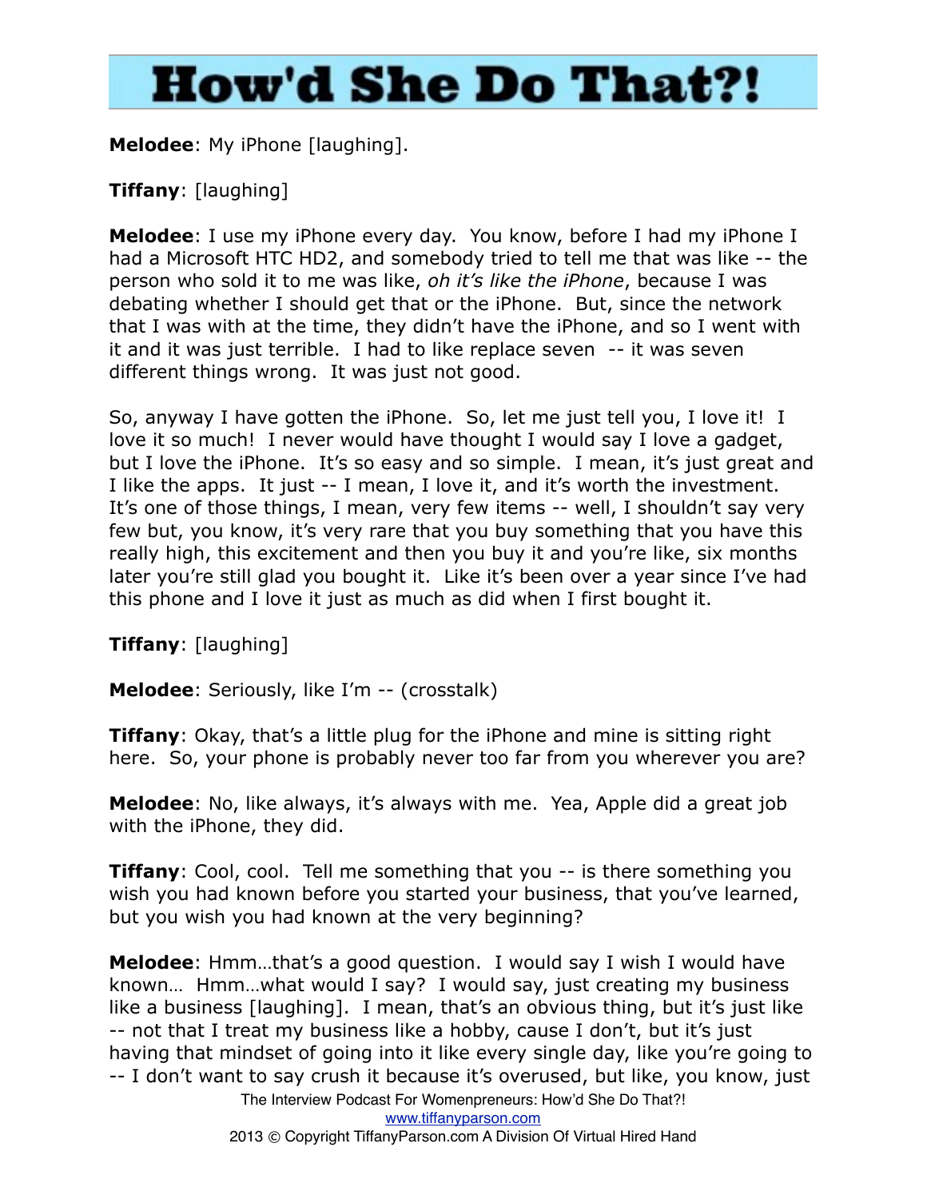**Melodee**: My iPhone [laughing].

**Tiffany**: [laughing]

**Melodee**: I use my iPhone every day. You know, before I had my iPhone I had a Microsoft HTC HD2, and somebody tried to tell me that was like -- the person who sold it to me was like, *oh it's like the iPhone*, because I was debating whether I should get that or the iPhone. But, since the network that I was with at the time, they didn't have the iPhone, and so I went with it and it was just terrible. I had to like replace seven -- it was seven different things wrong. It was just not good.

So, anyway I have gotten the iPhone. So, let me just tell you, I love it! I love it so much! I never would have thought I would say I love a gadget, but I love the iPhone. It's so easy and so simple. I mean, it's just great and I like the apps. It just -- I mean, I love it, and it's worth the investment. It's one of those things, I mean, very few items -- well, I shouldn't say very few but, you know, it's very rare that you buy something that you have this really high, this excitement and then you buy it and you're like, six months later you're still glad you bought it. Like it's been over a year since I've had this phone and I love it just as much as did when I first bought it.

**Tiffany**: [laughing]

**Melodee**: Seriously, like I'm -- (crosstalk)

**Tiffany**: Okay, that's a little plug for the iPhone and mine is sitting right here. So, your phone is probably never too far from you wherever you are?

**Melodee**: No, like always, it's always with me. Yea, Apple did a great job with the iPhone, they did.

**Tiffany**: Cool, cool. Tell me something that you -- is there something you wish you had known before you started your business, that you've learned, but you wish you had known at the very beginning?

**Melodee**: Hmm…that's a good question. I would say I wish I would have known… Hmm…what would I say? I would say, just creating my business like a business [laughing]. I mean, that's an obvious thing, but it's just like -- not that I treat my business like a hobby, cause I don't, but it's just having that mindset of going into it like every single day, like you're going to -- I don't want to say crush it because it's overused, but like, you know, just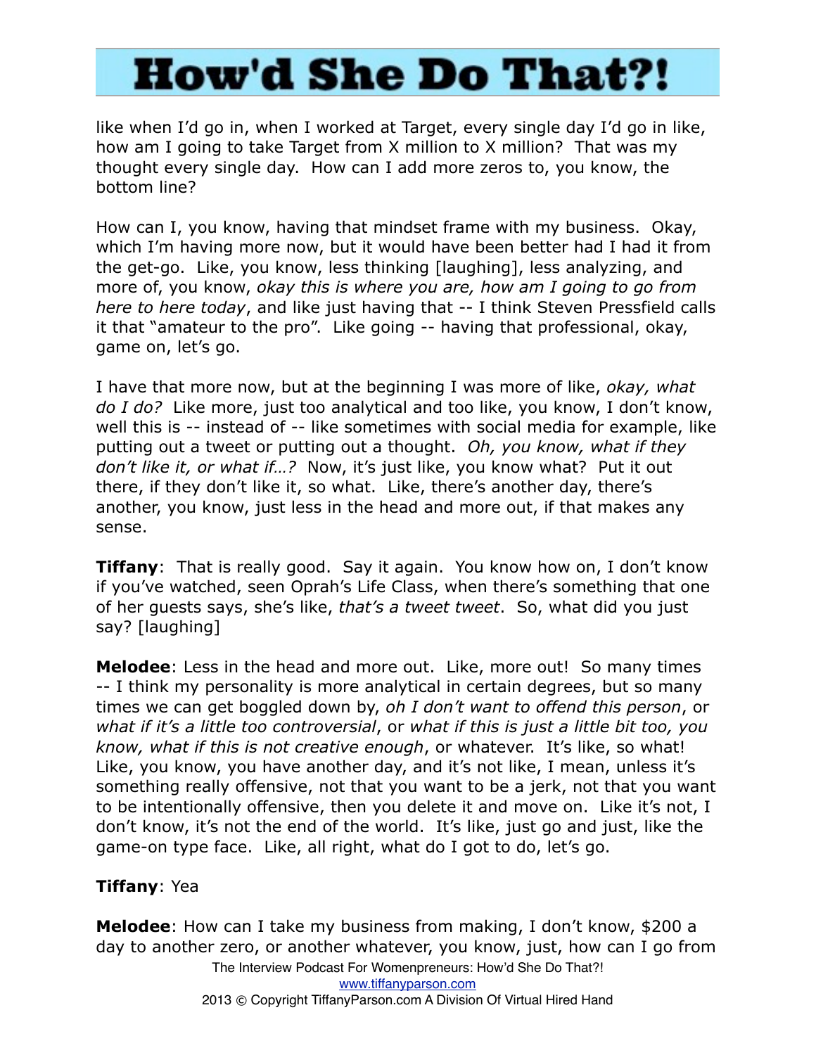like when I'd go in, when I worked at Target, every single day I'd go in like, how am I going to take Target from X million to X million? That was my thought every single day. How can I add more zeros to, you know, the bottom line?

How can I, you know, having that mindset frame with my business. Okay, which I'm having more now, but it would have been better had I had it from the get-go. Like, you know, less thinking [laughing], less analyzing, and more of, you know, *okay this is where you are, how am I going to go from here to here today*, and like just having that -- I think Steven Pressfield calls it that "amateur to the pro". Like going -- having that professional, okay, game on, let's go.

I have that more now, but at the beginning I was more of like, *okay, what do I do?* Like more, just too analytical and too like, you know, I don't know, well this is -- instead of -- like sometimes with social media for example, like putting out a tweet or putting out a thought. *Oh, you know, what if they don't like it, or what if…?* Now, it's just like, you know what? Put it out there, if they don't like it, so what. Like, there's another day, there's another, you know, just less in the head and more out, if that makes any sense.

**Tiffany**: That is really good. Say it again. You know how on, I don't know if you've watched, seen Oprah's Life Class, when there's something that one of her guests says, she's like, *that's a tweet tweet*. So, what did you just say? [laughing]

**Melodee**: Less in the head and more out. Like, more out! So many times -- I think my personality is more analytical in certain degrees, but so many times we can get boggled down by, *oh I don't want to offend this person*, or *what if it's a little too controversial*, or *what if this is just a little bit too, you know, what if this is not creative enough*, or whatever. It's like, so what! Like, you know, you have another day, and it's not like, I mean, unless it's something really offensive, not that you want to be a jerk, not that you want to be intentionally offensive, then you delete it and move on. Like it's not, I don't know, it's not the end of the world. It's like, just go and just, like the game-on type face. Like, all right, what do I got to do, let's go.

**Tiffany**: Yea

**Melodee**: How can I take my business from making, I don't know, $200 a day to another zero, or another whatever, you know, just, how can I go from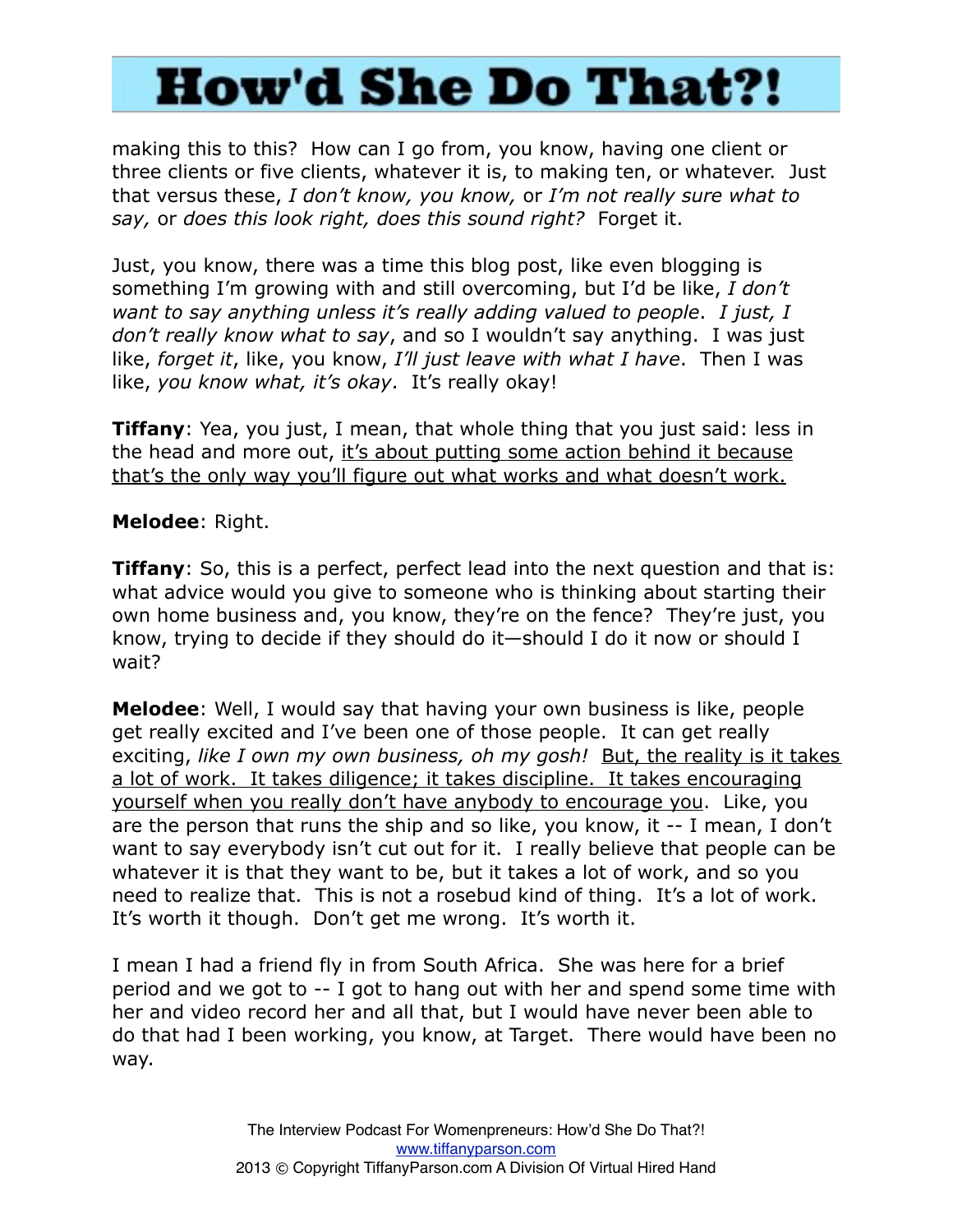making this to this? How can I go from, you know, having one client or three clients or five clients, whatever it is, to making ten, or whatever. Just that versus these, *I don't know, you know,* or *I'm not really sure what to say,* or *does this look right, does this sound right?* Forget it.

Just, you know, there was a time this blog post, like even blogging is something I'm growing with and still overcoming, but I'd be like, *I don't want to say anything unless it's really adding valued to people*. *I just, I don't really know what to say*, and so I wouldn't say anything. I was just like, *forget it*, like, you know, *I'll just leave with what I have*. Then I was like, *you know what, it's okay*. It's really okay!

**Tiffany**: Yea, you just, I mean, that whole thing that you just said: less in the head and more out, <u>it's about putting some action behind it because that's the only way you'll figure out what works and what doesn't work.</u>

**Melodee**: Right.

**Tiffany**: So, this is a perfect, perfect lead into the next question and that is: what advice would you give to someone who is thinking about starting their own home business and, you know, they're on the fence? They're just, you know, trying to decide if they should do it—should I do it now or should I wait?

**Melodee**: Well, I would say that having your own business is like, people get really excited and I've been one of those people. It can get really exciting, *like I own my own business, oh my gosh!* <u>But, the reality is it takes a lot of work. It takes diligence; it takes discipline. It takes encouraging yourself when you really don't have anybody to encourage you</u>. Like, you are the person that runs the ship and so like, you know, it -- I mean, I don't want to say everybody isn't cut out for it. I really believe that people can be whatever it is that they want to be, but it takes a lot of work, and so you need to realize that. This is not a rosebud kind of thing. It's a lot of work. It's worth it though. Don't get me wrong. It's worth it.

I mean I had a friend fly in from South Africa. She was here for a brief period and we got to -- I got to hang out with her and spend some time with her and video record her and all that, but I would have never been able to do that had I been working, you know, at Target. There would have been no way.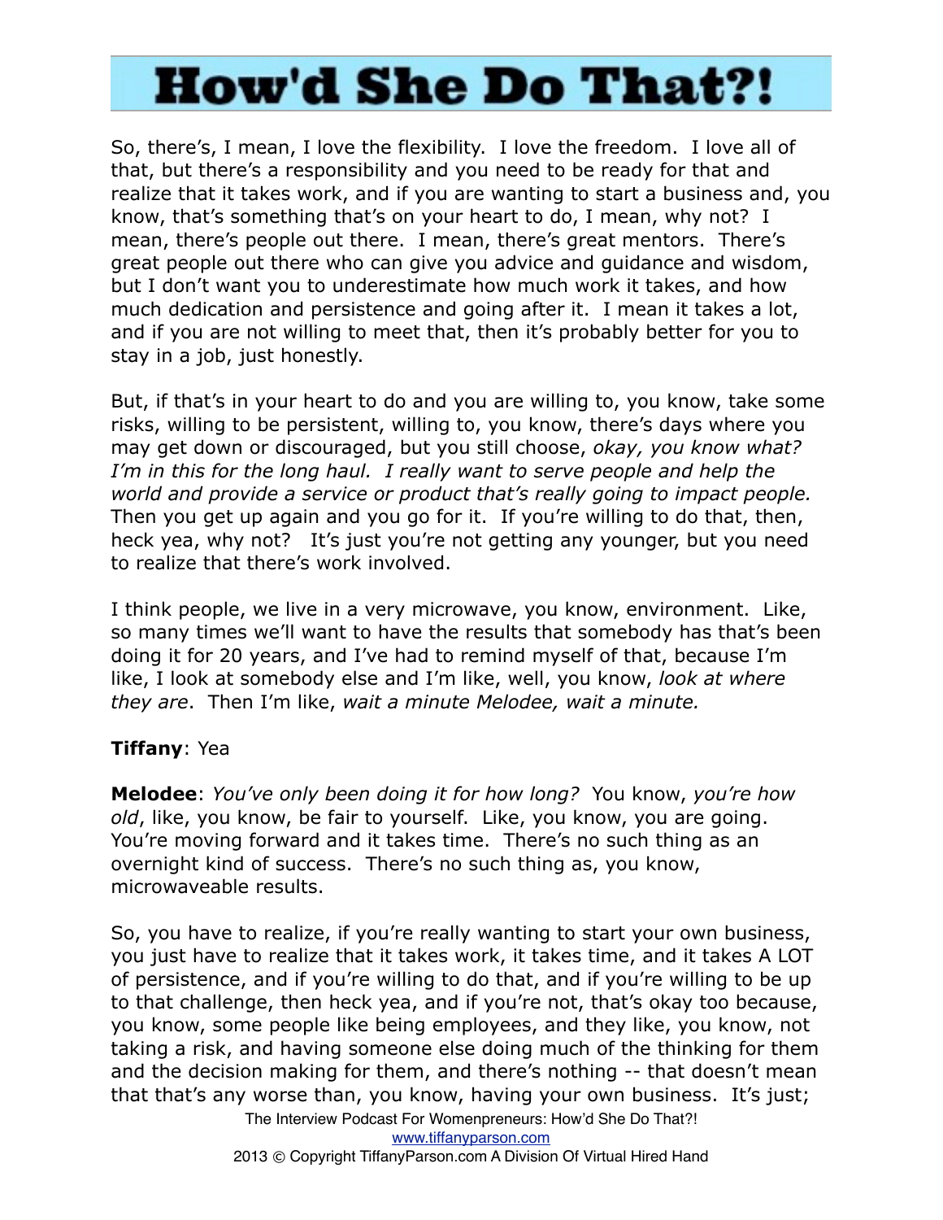So, there's, I mean, I love the flexibility. I love the freedom. I love all of that, but there's a responsibility and you need to be ready for that and realize that it takes work, and if you are wanting to start a business and, you know, that's something that's on your heart to do, I mean, why not? I mean, there's people out there. I mean, there's great mentors. There's great people out there who can give you advice and guidance and wisdom, but I don't want you to underestimate how much work it takes, and how much dedication and persistence and going after it. I mean it takes a lot, and if you are not willing to meet that, then it's probably better for you to stay in a job, just honestly.

But, if that's in your heart to do and you are willing to, you know, take some risks, willing to be persistent, willing to, you know, there's days where you may get down or discouraged, but you still choose, *okay, you know what? I'm in this for the long haul. I really want to serve people and help the world and provide a service or product that's really going to impact people.* Then you get up again and you go for it. If you're willing to do that, then, heck yea, why not? It's just you're not getting any younger, but you need to realize that there's work involved.

I think people, we live in a very microwave, you know, environment. Like, so many times we'll want to have the results that somebody has that's been doing it for 20 years, and I've had to remind myself of that, because I'm like, I look at somebody else and I'm like, well, you know, *look at where they are*. Then I'm like, *wait a minute Melodee, wait a minute.*

**Tiffany**: Yea

**Melodee**: *You've only been doing it for how long?* You know, *you're how old*, like, you know, be fair to yourself. Like, you know, you are going. You're moving forward and it takes time. There's no such thing as an overnight kind of success. There's no such thing as, you know, microwaveable results.

So, you have to realize, if you're really wanting to start your own business, you just have to realize that it takes work, it takes time, and it takes A LOT of persistence, and if you're willing to do that, and if you're willing to be up to that challenge, then heck yea, and if you're not, that's okay too because, you know, some people like being employees, and they like, you know, not taking a risk, and having someone else doing much of the thinking for them and the decision making for them, and there's nothing -- that doesn't mean that that's any worse than, you know, having your own business. It's just;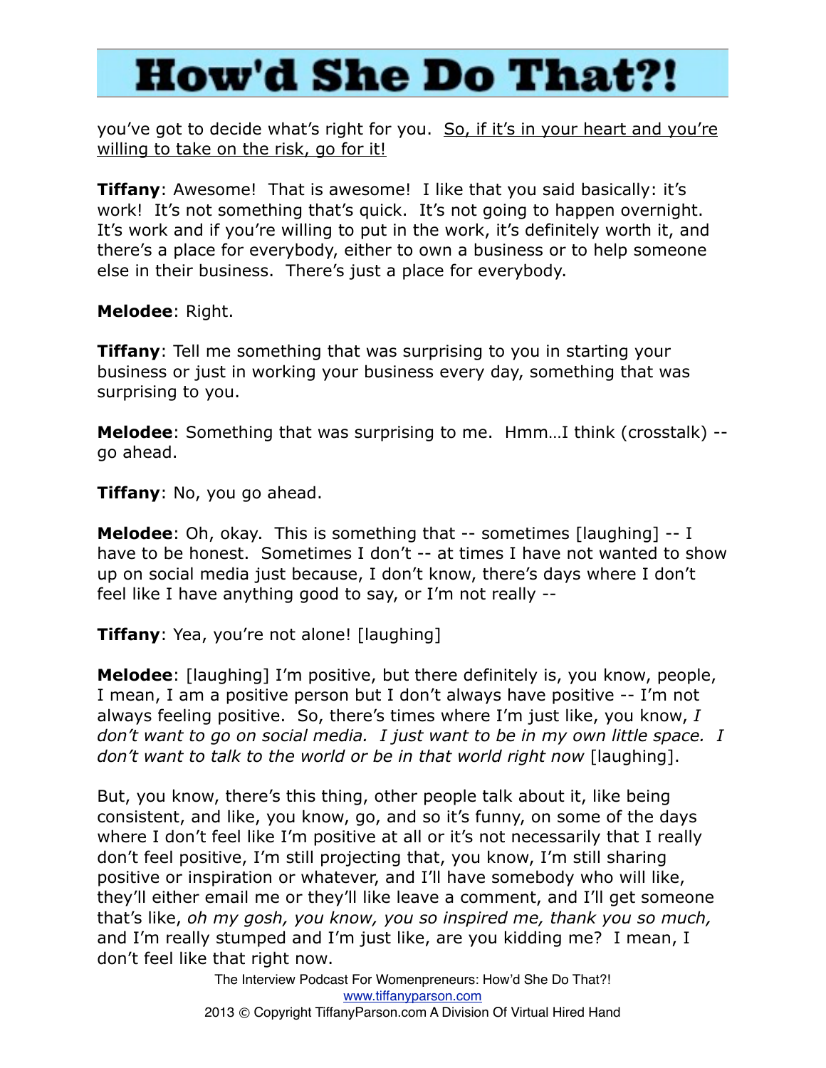you've got to decide what's right for you. <u>So, if it's in your heart and you're willing to take on the risk, go for it!</u>

**Tiffany**: Awesome! That is awesome! I like that you said basically: it's work! It's not something that's quick. It's not going to happen overnight. It's work and if you're willing to put in the work, it's definitely worth it, and there's a place for everybody, either to own a business or to help someone else in their business. There's just a place for everybody.

**Melodee**: Right.

**Tiffany**: Tell me something that was surprising to you in starting your business or just in working your business every day, something that was surprising to you.

**Melodee**: Something that was surprising to me. Hmm…I think (crosstalk) -- go ahead.

**Tiffany**: No, you go ahead.

**Melodee**: Oh, okay. This is something that -- sometimes [laughing] -- I have to be honest. Sometimes I don't -- at times I have not wanted to show up on social media just because, I don't know, there's days where I don't feel like I have anything good to say, or I'm not really --

**Tiffany**: Yea, you're not alone! [laughing]

**Melodee**: [laughing] I'm positive, but there definitely is, you know, people, I mean, I am a positive person but I don't always have positive -- I'm not always feeling positive. So, there's times where I'm just like, you know, *I don't want to go on social media. I just want to be in my own little space. I don't want to talk to the world or be in that world right now* [laughing].

But, you know, there's this thing, other people talk about it, like being consistent, and like, you know, go, and so it's funny, on some of the days where I don't feel like I'm positive at all or it's not necessarily that I really don't feel positive, I'm still projecting that, you know, I'm still sharing positive or inspiration or whatever, and I'll have somebody who will like, they'll either email me or they'll like leave a comment, and I'll get someone that's like, *oh my gosh, you know, you so inspired me, thank you so much,* and I'm really stumped and I'm just like, are you kidding me? I mean, I don't feel like that right now.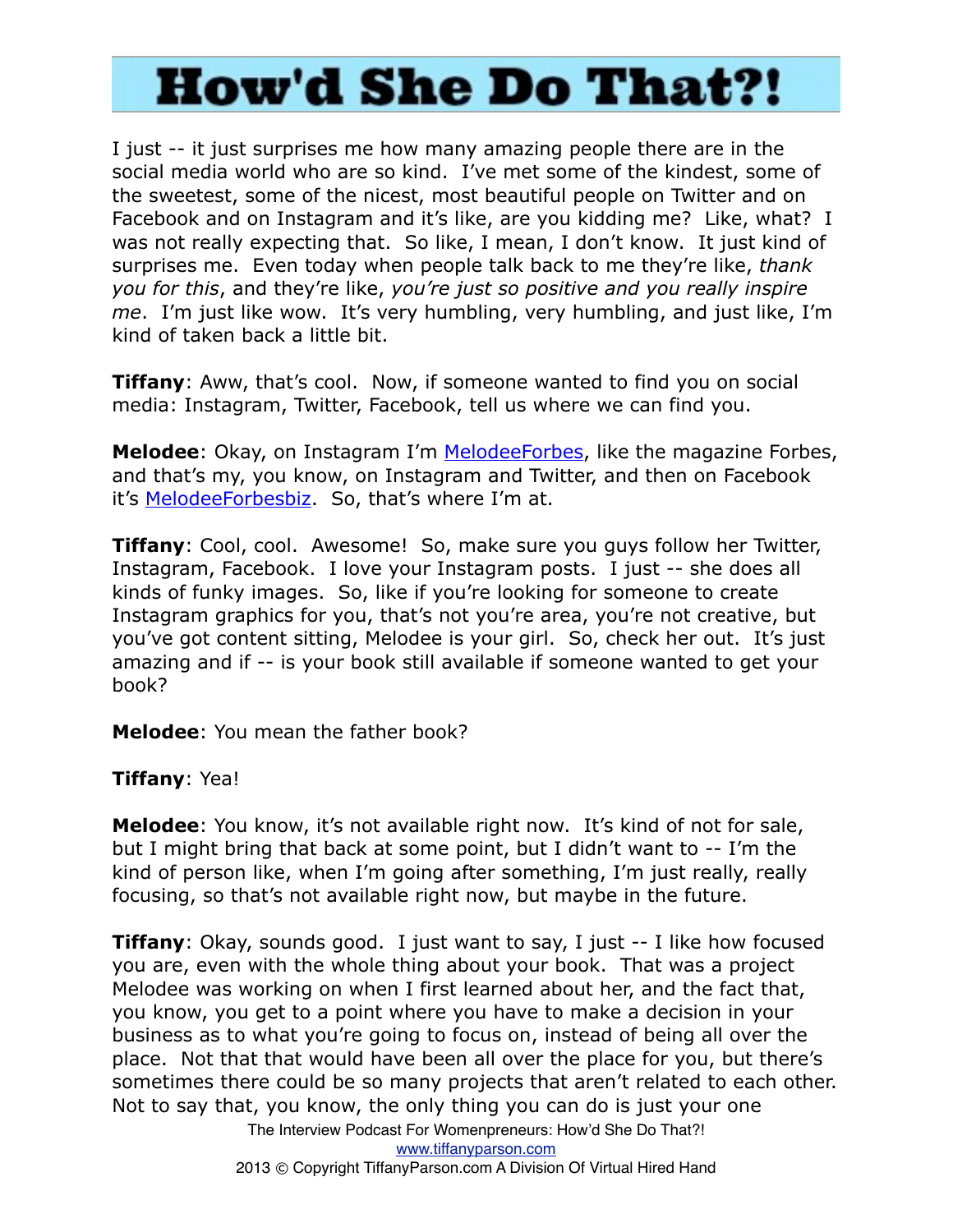I just -- it just surprises me how many amazing people there are in the social media world who are so kind. I've met some of the kindest, some of the sweetest, some of the nicest, most beautiful people on Twitter and on Facebook and on Instagram and it's like, are you kidding me? Like, what? I was not really expecting that. So like, I mean, I don't know. It just kind of surprises me. Even today when people talk back to me they're like, *thank you for this*, and they're like, *you're just so positive and you really inspire me*. I'm just like wow. It's very humbling, very humbling, and just like, I'm kind of taken back a little bit.

**Tiffany**: Aww, that's cool. Now, if someone wanted to find you on social media: Instagram, Twitter, Facebook, tell us where we can find you.

**Melodee**: Okay, on Instagram I'm MelodeeForbes, like the magazine Forbes, and that's my, you know, on Instagram and Twitter, and then on Facebook it's MelodeeForbesbiz. So, that's where I'm at.

**Tiffany**: Cool, cool. Awesome! So, make sure you guys follow her Twitter, Instagram, Facebook. I love your Instagram posts. I just -- she does all kinds of funky images. So, like if you're looking for someone to create Instagram graphics for you, that's not you're area, you're not creative, but you've got content sitting, Melodee is your girl. So, check her out. It's just amazing and if -- is your book still available if someone wanted to get your book?

**Melodee**: You mean the father book?

**Tiffany**: Yea!

**Melodee**: You know, it's not available right now. It's kind of not for sale, but I might bring that back at some point, but I didn't want to -- I'm the kind of person like, when I'm going after something, I'm just really, really focusing, so that's not available right now, but maybe in the future.

**Tiffany**: Okay, sounds good. I just want to say, I just -- I like how focused you are, even with the whole thing about your book. That was a project Melodee was working on when I first learned about her, and the fact that, you know, you get to a point where you have to make a decision in your business as to what you're going to focus on, instead of being all over the place. Not that that would have been all over the place for you, but there's sometimes there could be so many projects that aren't related to each other. Not to say that, you know, the only thing you can do is just your one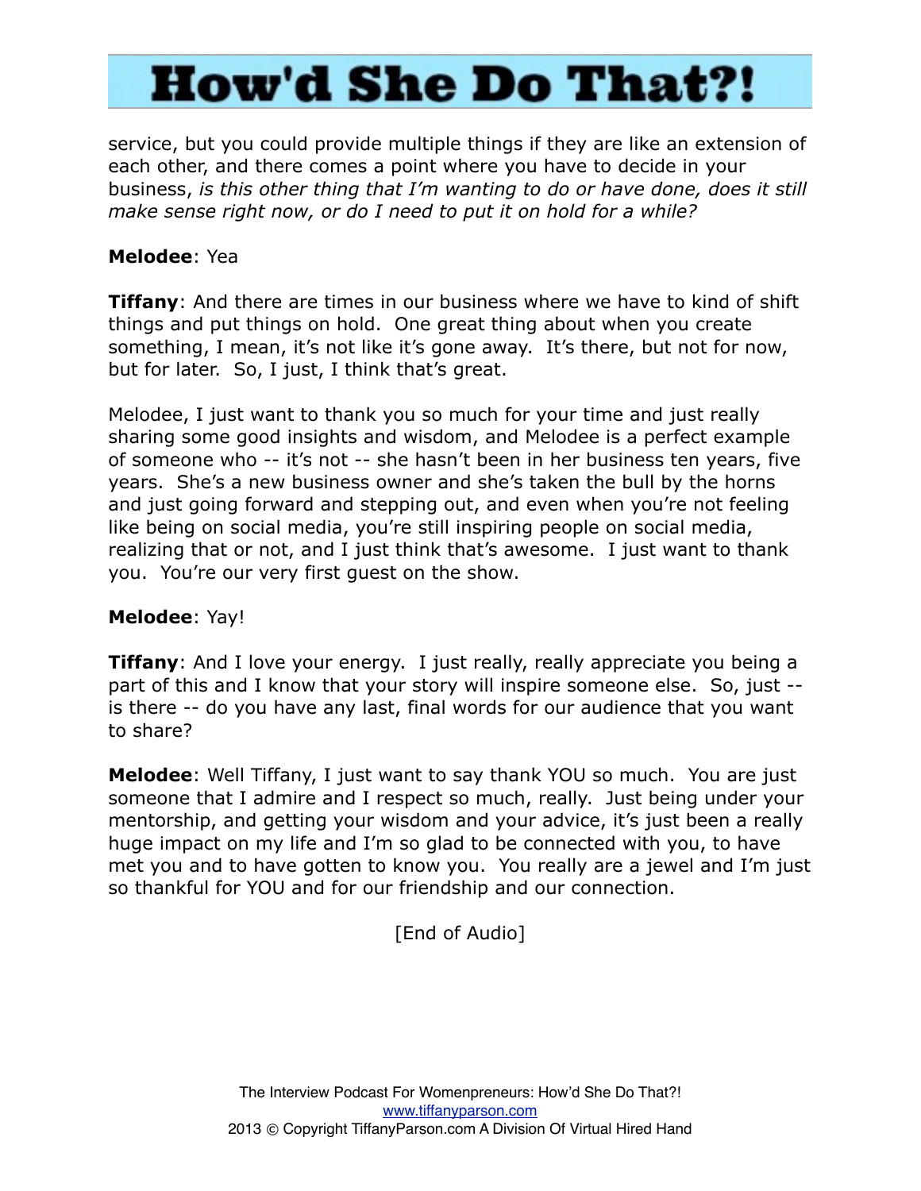service, but you could provide multiple things if they are like an extension of each other, and there comes a point where you have to decide in your business, *is this other thing that I'm wanting to do or have done, does it still make sense right now, or do I need to put it on hold for a while?*

**Melodee**: Yea

**Tiffany**: And there are times in our business where we have to kind of shift things and put things on hold. One great thing about when you create something, I mean, it's not like it's gone away. It's there, but not for now, but for later. So, I just, I think that's great.

Melodee, I just want to thank you so much for your time and just really sharing some good insights and wisdom, and Melodee is a perfect example of someone who -- it's not -- she hasn't been in her business ten years, five years. She's a new business owner and she's taken the bull by the horns and just going forward and stepping out, and even when you're not feeling like being on social media, you're still inspiring people on social media, realizing that or not, and I just think that's awesome. I just want to thank you. You're our very first guest on the show.

**Melodee**: Yay!

**Tiffany**: And I love your energy. I just really, really appreciate you being a part of this and I know that your story will inspire someone else. So, just -- is there -- do you have any last, final words for our audience that you want to share?

**Melodee**: Well Tiffany, I just want to say thank YOU so much. You are just someone that I admire and I respect so much, really. Just being under your mentorship, and getting your wisdom and your advice, it's just been a really huge impact on my life and I'm so glad to be connected with you, to have met you and to have gotten to know you. You really are a jewel and I'm just so thankful for YOU and for our friendship and our connection.

[End of Audio]